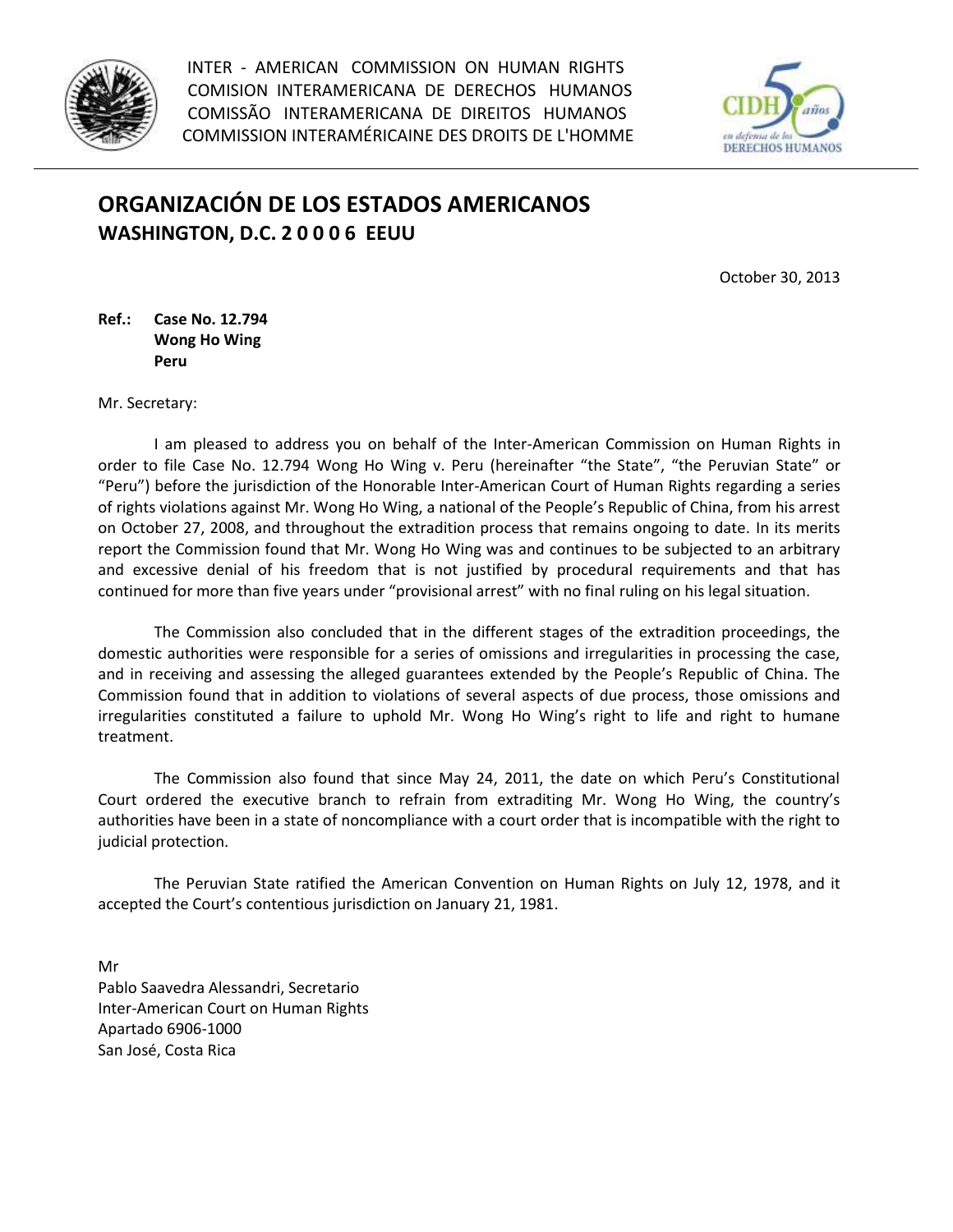INTER - AMERICAN COMMISSION ON HUMAN RIGHTS
COMISION INTERAMERICANA DE DERECHOS HUMANOS
COMISSÃO INTERAMERICANA DE DIREITOS HUMANOS
COMMISSION INTERAMÉRICAINE DES DROITS DE L'HOMME

# ORGANIZACIÓN DE LOS ESTADOS AMERICANOS
## WASHINGTON, D.C. 2 0 0 0 6 EEUU

October 30, 2013

**Ref.: Case No. 12.794**
**Wong Ho Wing**
**Peru**

Mr. Secretary:

I am pleased to address you on behalf of the Inter-American Commission on Human Rights in order to file Case No. 12.794 Wong Ho Wing v. Peru (hereinafter "the State", "the Peruvian State" or "Peru") before the jurisdiction of the Honorable Inter-American Court of Human Rights regarding a series of rights violations against Mr. Wong Ho Wing, a national of the People's Republic of China, from his arrest on October 27, 2008, and throughout the extradition process that remains ongoing to date. In its merits report the Commission found that Mr. Wong Ho Wing was and continues to be subjected to an arbitrary and excessive denial of his freedom that is not justified by procedural requirements and that has continued for more than five years under "provisional arrest" with no final ruling on his legal situation.

The Commission also concluded that in the different stages of the extradition proceedings, the domestic authorities were responsible for a series of omissions and irregularities in processing the case, and in receiving and assessing the alleged guarantees extended by the People's Republic of China. The Commission found that in addition to violations of several aspects of due process, those omissions and irregularities constituted a failure to uphold Mr. Wong Ho Wing's right to life and right to humane treatment.

The Commission also found that since May 24, 2011, the date on which Peru's Constitutional Court ordered the executive branch to refrain from extraditing Mr. Wong Ho Wing, the country's authorities have been in a state of noncompliance with a court order that is incompatible with the right to judicial protection.

The Peruvian State ratified the American Convention on Human Rights on July 12, 1978, and it accepted the Court's contentious jurisdiction on January 21, 1981.

Mr
Pablo Saavedra Alessandri, Secretario
Inter-American Court on Human Rights
Apartado 6906-1000
San José, Costa Rica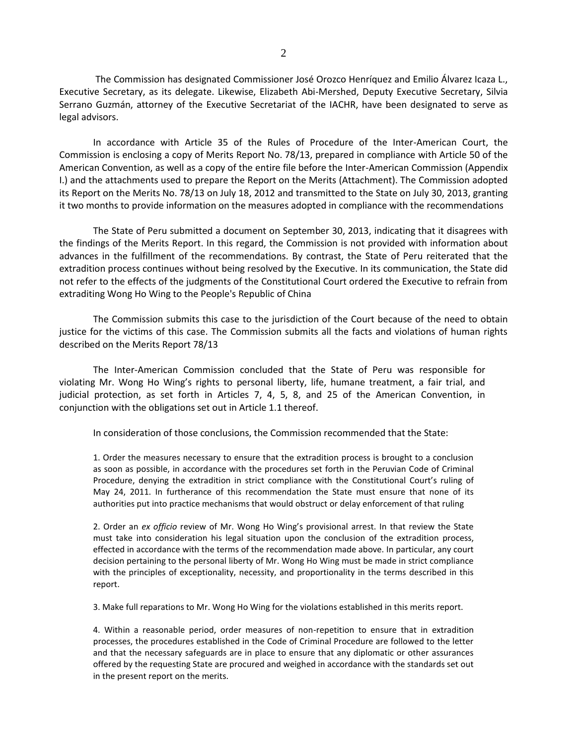The Commission has designated Commissioner José Orozco Henríquez and Emilio Álvarez Icaza L., Executive Secretary, as its delegate. Likewise, Elizabeth Abi-Mershed, Deputy Executive Secretary, Silvia Serrano Guzmán, attorney of the Executive Secretariat of the IACHR, have been designated to serve as legal advisors.

In accordance with Article 35 of the Rules of Procedure of the Inter-American Court, the Commission is enclosing a copy of Merits Report No. 78/13, prepared in compliance with Article 50 of the American Convention, as well as a copy of the entire file before the Inter-American Commission (Appendix I.) and the attachments used to prepare the Report on the Merits (Attachment). The Commission adopted its Report on the Merits No. 78/13 on July 18, 2012 and transmitted to the State on July 30, 2013, granting it two months to provide information on the measures adopted in compliance with the recommendations

The State of Peru submitted a document on September 30, 2013, indicating that it disagrees with the findings of the Merits Report. In this regard, the Commission is not provided with information about advances in the fulfillment of the recommendations. By contrast, the State of Peru reiterated that the extradition process continues without being resolved by the Executive. In its communication, the State did not refer to the effects of the judgments of the Constitutional Court ordered the Executive to refrain from extraditing Wong Ho Wing to the People's Republic of China

The Commission submits this case to the jurisdiction of the Court because of the need to obtain justice for the victims of this case. The Commission submits all the facts and violations of human rights described on the Merits Report 78/13

The Inter-American Commission concluded that the State of Peru was responsible for violating Mr. Wong Ho Wing's rights to personal liberty, life, humane treatment, a fair trial, and judicial protection, as set forth in Articles 7, 4, 5, 8, and 25 of the American Convention, in conjunction with the obligations set out in Article 1.1 thereof.

In consideration of those conclusions, the Commission recommended that the State:

> 1. Order the measures necessary to ensure that the extradition process is brought to a conclusion as soon as possible, in accordance with the procedures set forth in the Peruvian Code of Criminal Procedure, denying the extradition in strict compliance with the Constitutional Court's ruling of May 24, 2011. In furtherance of this recommendation the State must ensure that none of its authorities put into practice mechanisms that would obstruct or delay enforcement of that ruling
>
> 2. Order an *ex officio* review of Mr. Wong Ho Wing's provisional arrest. In that review the State must take into consideration his legal situation upon the conclusion of the extradition process, effected in accordance with the terms of the recommendation made above. In particular, any court decision pertaining to the personal liberty of Mr. Wong Ho Wing must be made in strict compliance with the principles of exceptionality, necessity, and proportionality in the terms described in this report.
>
> 3. Make full reparations to Mr. Wong Ho Wing for the violations established in this merits report.
>
> 4. Within a reasonable period, order measures of non-repetition to ensure that in extradition processes, the procedures established in the Code of Criminal Procedure are followed to the letter and that the necessary safeguards are in place to ensure that any diplomatic or other assurances offered by the requesting State are procured and weighed in accordance with the standards set out in the present report on the merits.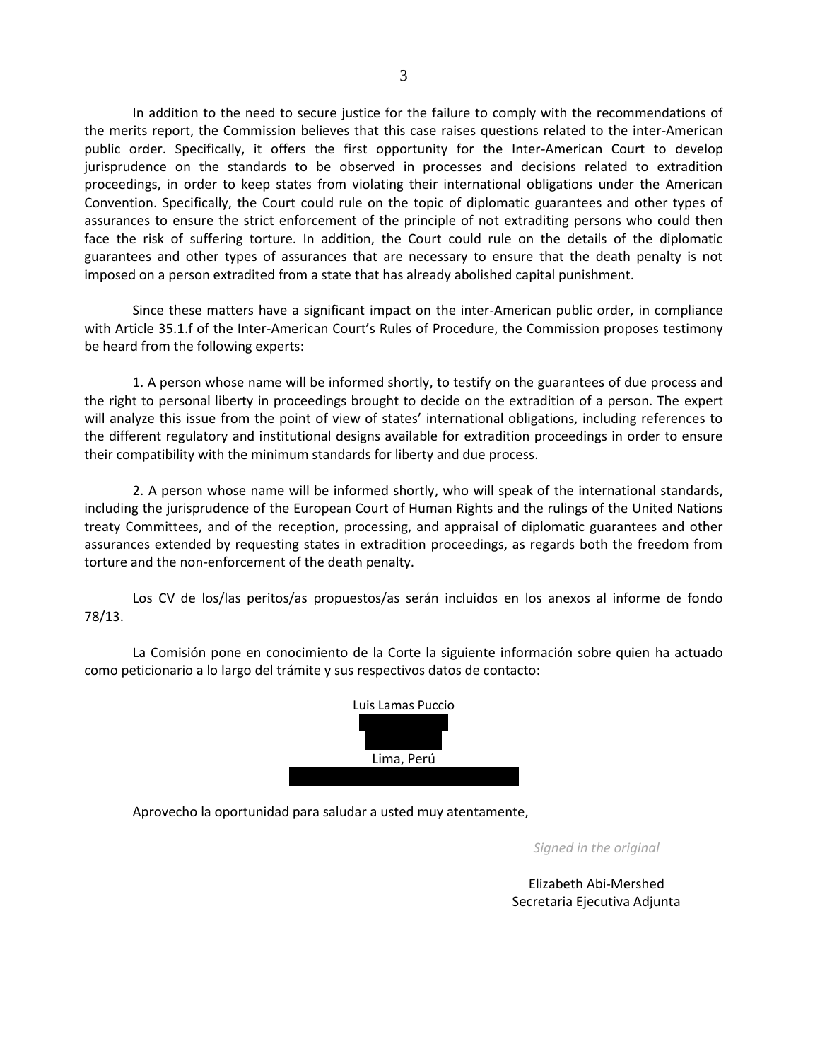In addition to the need to secure justice for the failure to comply with the recommendations of the merits report, the Commission believes that this case raises questions related to the inter-American public order. Specifically, it offers the first opportunity for the Inter-American Court to develop jurisprudence on the standards to be observed in processes and decisions related to extradition proceedings, in order to keep states from violating their international obligations under the American Convention. Specifically, the Court could rule on the topic of diplomatic guarantees and other types of assurances to ensure the strict enforcement of the principle of not extraditing persons who could then face the risk of suffering torture. In addition, the Court could rule on the details of the diplomatic guarantees and other types of assurances that are necessary to ensure that the death penalty is not imposed on a person extradited from a state that has already abolished capital punishment.

Since these matters have a significant impact on the inter-American public order, in compliance with Article 35.1.f of the Inter-American Court's Rules of Procedure, the Commission proposes testimony be heard from the following experts:

1. A person whose name will be informed shortly, to testify on the guarantees of due process and the right to personal liberty in proceedings brought to decide on the extradition of a person. The expert will analyze this issue from the point of view of states' international obligations, including references to the different regulatory and institutional designs available for extradition proceedings in order to ensure their compatibility with the minimum standards for liberty and due process.

2. A person whose name will be informed shortly, who will speak of the international standards, including the jurisprudence of the European Court of Human Rights and the rulings of the United Nations treaty Committees, and of the reception, processing, and appraisal of diplomatic guarantees and other assurances extended by requesting states in extradition proceedings, as regards both the freedom from torture and the non-enforcement of the death penalty.

Los CV de los/las peritos/as propuestos/as serán incluidos en los anexos al informe de fondo 78/13.

La Comisión pone en conocimiento de la Corte la siguiente información sobre quien ha actuado como peticionario a lo largo del trámite y sus respectivos datos de contacto:

Luis Lamas Puccio

Lima, Perú

Aprovecho la oportunidad para saludar a usted muy atentamente,

*Signed in the original*

Elizabeth Abi-Mershed
Secretaria Ejecutiva Adjunta